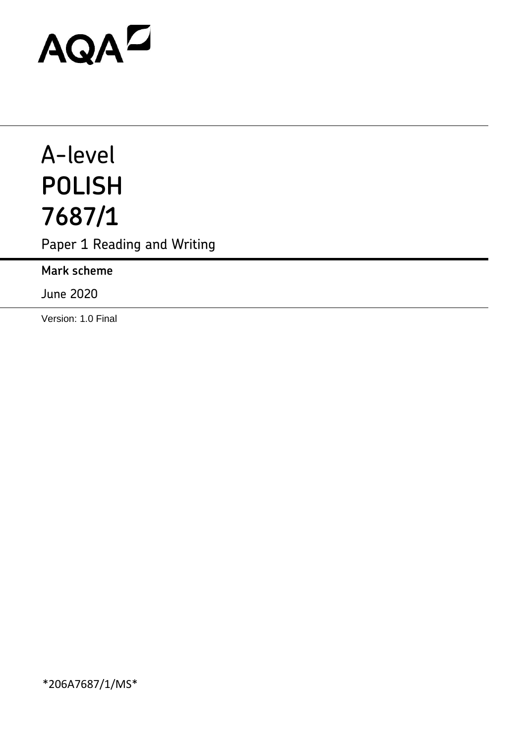AQA

# A-level
# POLISH
# 7687/1

Paper 1 Reading and Writing

**Mark scheme**

June 2020

Version: 1.0 Final

*206A7687/1/MS*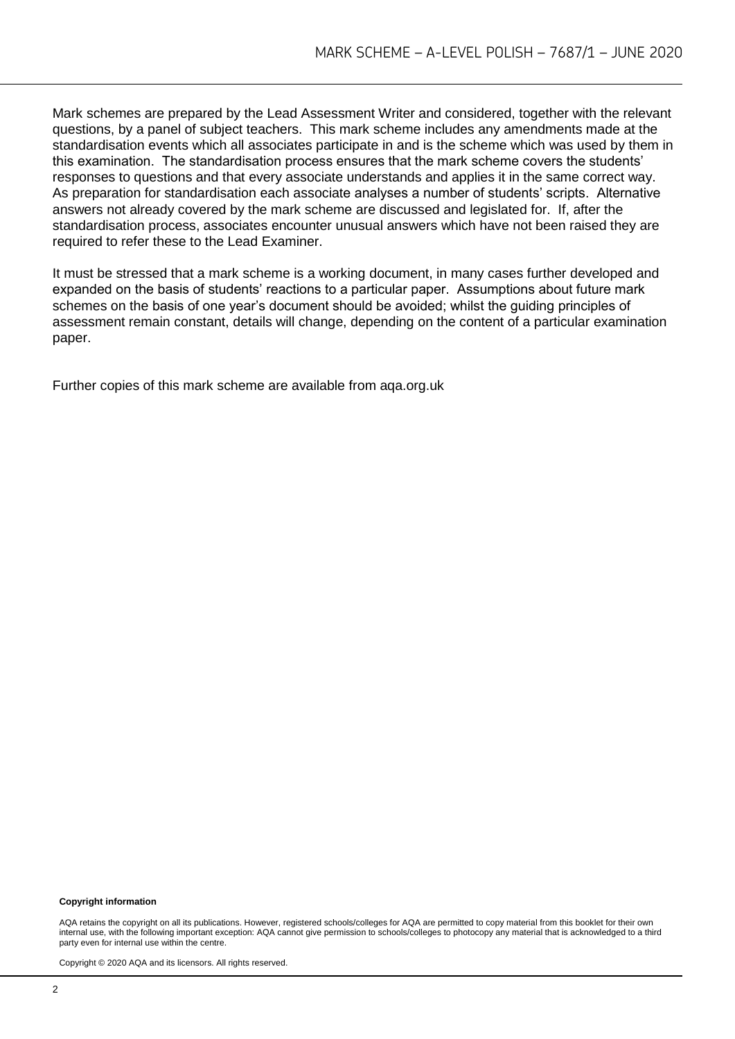Mark schemes are prepared by the Lead Assessment Writer and considered, together with the relevant questions, by a panel of subject teachers. This mark scheme includes any amendments made at the standardisation events which all associates participate in and is the scheme which was used by them in this examination. The standardisation process ensures that the mark scheme covers the students' responses to questions and that every associate understands and applies it in the same correct way. As preparation for standardisation each associate analyses a number of students' scripts. Alternative answers not already covered by the mark scheme are discussed and legislated for. If, after the standardisation process, associates encounter unusual answers which have not been raised they are required to refer these to the Lead Examiner.

It must be stressed that a mark scheme is a working document, in many cases further developed and expanded on the basis of students' reactions to a particular paper. Assumptions about future mark schemes on the basis of one year's document should be avoided; whilst the guiding principles of assessment remain constant, details will change, depending on the content of a particular examination paper.

Further copies of this mark scheme are available from aqa.org.uk

**Copyright information**

AQA retains the copyright on all its publications. However, registered schools/colleges for AQA are permitted to copy material from this booklet for their own internal use, with the following important exception: AQA cannot give permission to schools/colleges to photocopy any material that is acknowledged to a third party even for internal use within the centre.

Copyright © 2020 AQA and its licensors. All rights reserved.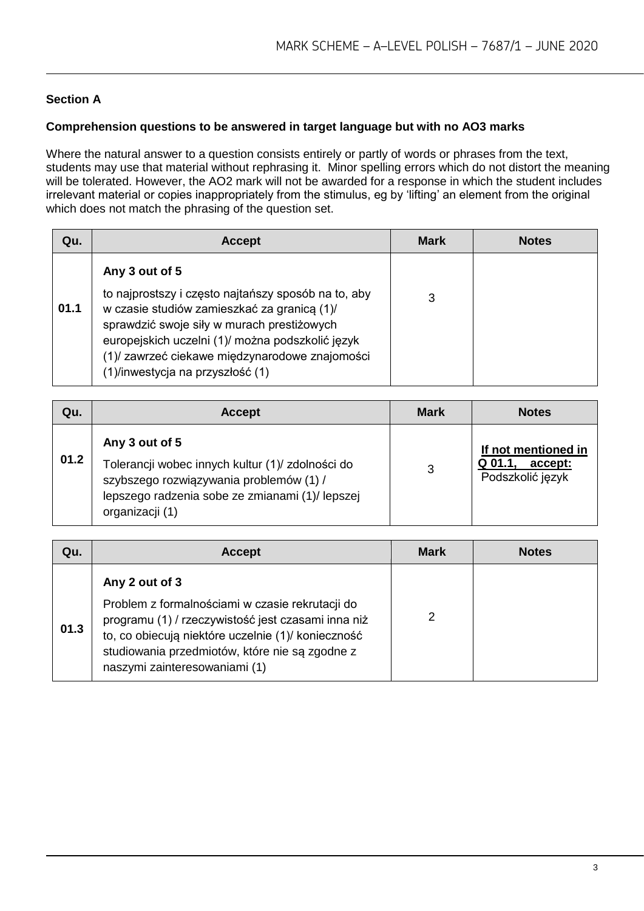## Section A

**Comprehension questions to be answered in target language but with no AO3 marks**

Where the natural answer to a question consists entirely or partly of words or phrases from the text, students may use that material without rephrasing it. Minor spelling errors which do not distort the meaning will be tolerated. However, the AO2 mark will not be awarded for a response in which the student includes irrelevant material or copies inappropriately from the stimulus, eg by 'lifting' an element from the original which does not match the phrasing of the question set.

| Qu. | Accept | Mark | Notes |
|---|---|---|---|
| **01.1** | **Any 3 out of 5**<br>to najprostszy i często najtańszy sposób na to, aby w czasie studiów zamieszkać za granicą (1)/ sprawdzić swoje siły w murach prestiżowych europejskich uczelni (1)/ można podszkolić język (1)/ zawrzeć ciekawe międzynarodowe znajomości (1)/inwestycja na przyszłość (1) | 3 | |

| Qu. | Accept | Mark | Notes |
|---|---|---|---|
| **01.2** | **Any 3 out of 5**<br>Tolerancji wobec innych kultur (1)/ zdolności do szybszego rozwiązywania problemów (1) / lepszego radzenia sobe ze zmianami (1)/ lepszej organizacji (1) | 3 | **If not mentioned in Q 01.1, accept:**<br>Podszkolić język |

| Qu. | Accept | Mark | Notes |
|---|---|---|---|
| **01.3** | **Any 2 out of 3**<br>Problem z formalnościami w czasie rekrutacji do programu (1) / rzeczywistość jest czasami inna niż to, co obiecują niektóre uczelnie (1)/ konieczność studiowania przedmiotów, które nie są zgodne z naszymi zainteresowaniami (1) | 2 | |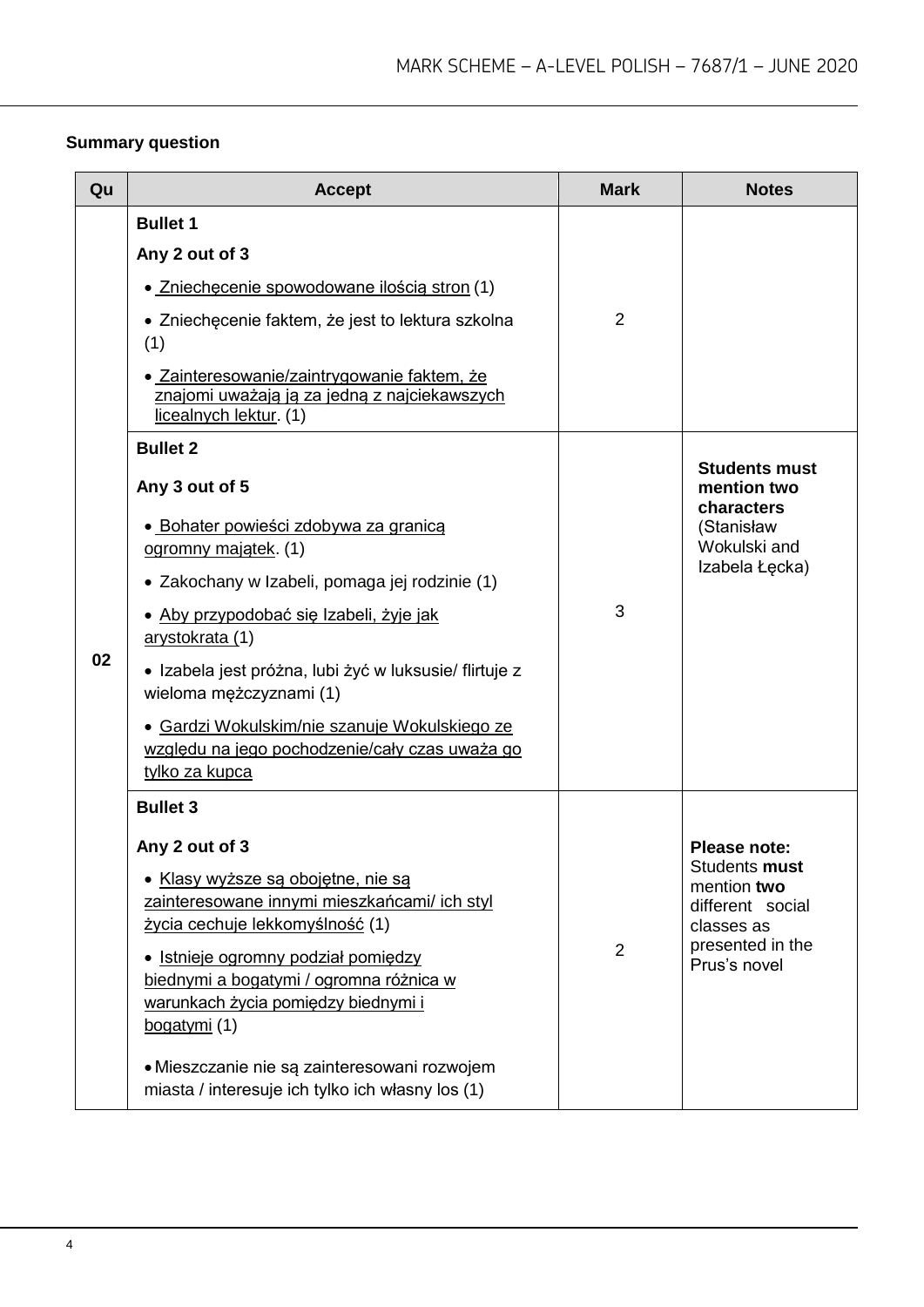**Summary question**

| Qu | Accept | Mark | Notes |
|---|---|---|---|
| 02 | **Bullet 1**<br>**Any 2 out of 3**<br>• Zniechęcenie spowodowane ilością stron (1)<br>• Zniechęcenie faktem, że jest to lektura szkolna (1)<br>• Zainteresowanie/zaintrygowanie faktem, że znajomi uważają ją za jedną z najciekawszych licealnych lektur. (1) | 2 | |
| | **Bullet 2**<br>**Any 3 out of 5**<br>• Bohater powieści zdobywa za granicą ogromny majątek. (1)<br>• Zakochany w Izabeli, pomaga jej rodzinie (1)<br>• Aby przypodobać się Izabeli, żyje jak arystokrata (1)<br>• Izabela jest próżna, lubi żyć w luksusie/ flirtuje z wieloma mężczyznami (1)<br>• Gardzi Wokulskim/nie szanuje Wokulskiego ze względu na jego pochodzenie/cały czas uważa go tylko za kupca | 3 | **Students must mention two characters** (Stanisław Wokulski and Izabela Łęcka) |
| | **Bullet 3**<br>**Any 2 out of 3**<br>• Klasy wyższe są obojętne, nie są zainteresowane innymi mieszkańcami/ ich styl życia cechuje lekkomyślność (1)<br>• Istnieje ogromny podział pomiędzy biednymi a bogatymi / ogromna różnica w warunkach życia pomiędzy biednymi i bogatymi (1)<br>• Mieszczanie nie są zainteresowani rozwojem miasta / interesuje ich tylko ich własny los (1) | 2 | **Please note:** Students **must** mention **two** different social classes as presented in the Prus's novel |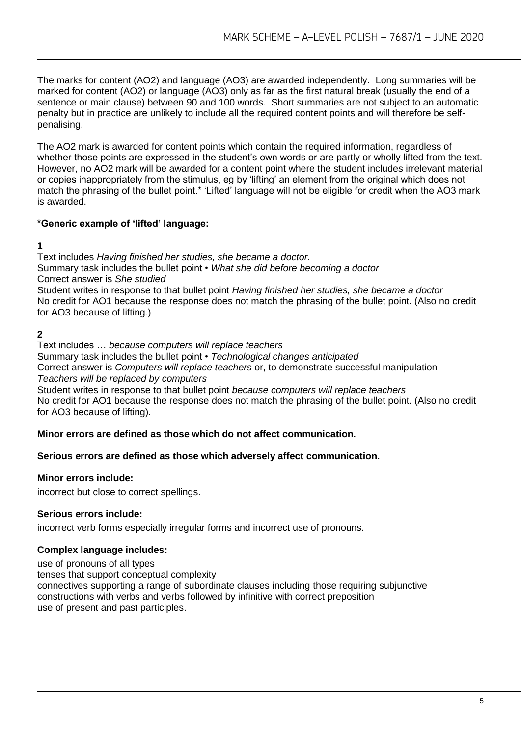The marks for content (AO2) and language (AO3) are awarded independently. Long summaries will be marked for content (AO2) or language (AO3) only as far as the first natural break (usually the end of a sentence or main clause) between 90 and 100 words. Short summaries are not subject to an automatic penalty but in practice are unlikely to include all the required content points and will therefore be self-penalising.

The AO2 mark is awarded for content points which contain the required information, regardless of whether those points are expressed in the student's own words or are partly or wholly lifted from the text. However, no AO2 mark will be awarded for a content point where the student includes irrelevant material or copies inappropriately from the stimulus, eg by 'lifting' an element from the original which does not match the phrasing of the bullet point.* 'Lifted' language will not be eligible for credit when the AO3 mark is awarded.

**\*Generic example of 'lifted' language:**

**1**

Text includes *Having finished her studies, she became a doctor*.
Summary task includes the bullet point • *What she did before becoming a doctor*
Correct answer is *She studied*
Student writes in response to that bullet point *Having finished her studies, she became a doctor*
No credit for AO1 because the response does not match the phrasing of the bullet point. (Also no credit for AO3 because of lifting.)

**2**

Text includes … *because computers will replace teachers*
Summary task includes the bullet point • *Technological changes anticipated*
Correct answer is *Computers will replace teachers* or, to demonstrate successful manipulation *Teachers will be replaced by computers*
Student writes in response to that bullet point *because computers will replace teachers*
No credit for AO1 because the response does not match the phrasing of the bullet point. (Also no credit for AO3 because of lifting).

**Minor errors are defined as those which do not affect communication.**

**Serious errors are defined as those which adversely affect communication.**

**Minor errors include:**

incorrect but close to correct spellings.

**Serious errors include:**

incorrect verb forms especially irregular forms and incorrect use of pronouns.

**Complex language includes:**

use of pronouns of all types
tenses that support conceptual complexity
connectives supporting a range of subordinate clauses including those requiring subjunctive
constructions with verbs and verbs followed by infinitive with correct preposition
use of present and past participles.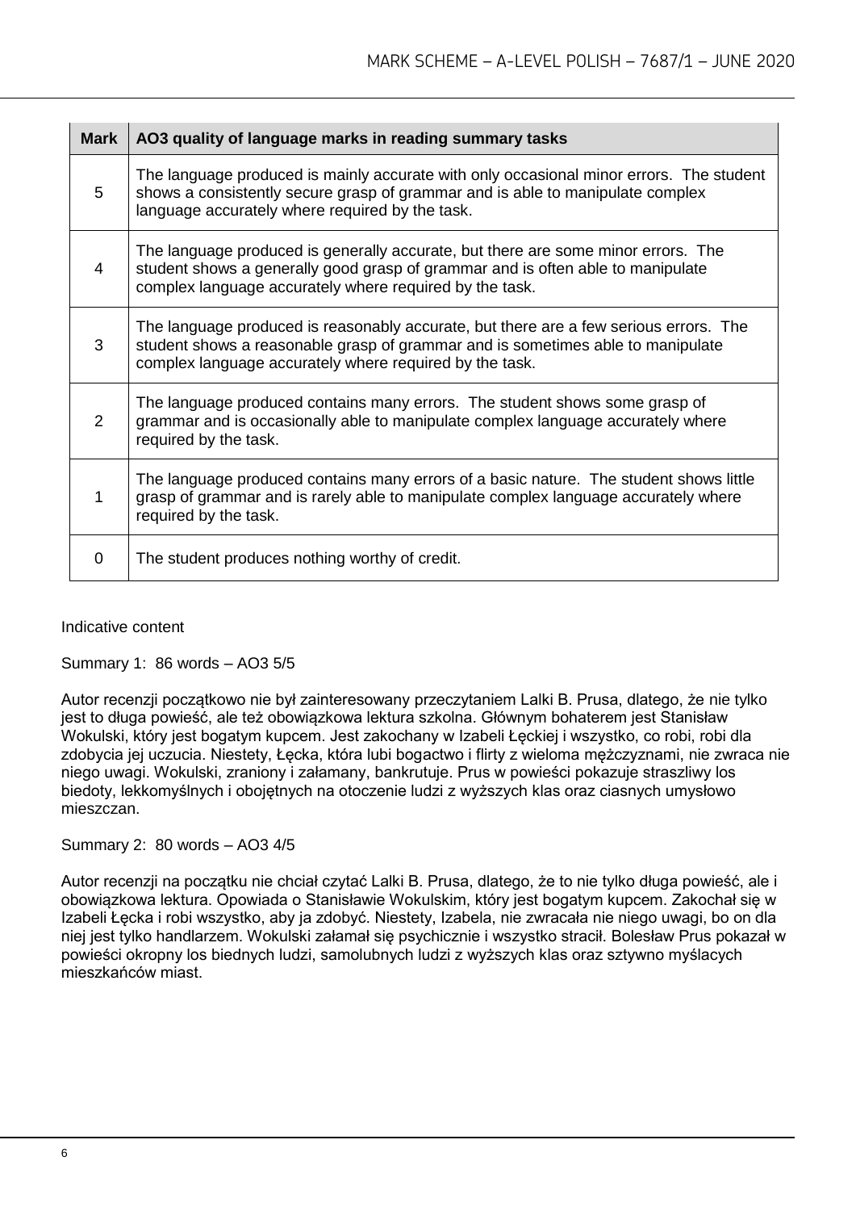| Mark | AO3 quality of language marks in reading summary tasks |
|---|---|
| 5 | The language produced is mainly accurate with only occasional minor errors. The student shows a consistently secure grasp of grammar and is able to manipulate complex language accurately where required by the task. |
| 4 | The language produced is generally accurate, but there are some minor errors. The student shows a generally good grasp of grammar and is often able to manipulate complex language accurately where required by the task. |
| 3 | The language produced is reasonably accurate, but there are a few serious errors. The student shows a reasonable grasp of grammar and is sometimes able to manipulate complex language accurately where required by the task. |
| 2 | The language produced contains many errors. The student shows some grasp of grammar and is occasionally able to manipulate complex language accurately where required by the task. |
| 1 | The language produced contains many errors of a basic nature. The student shows little grasp of grammar and is rarely able to manipulate complex language accurately where required by the task. |
| 0 | The student produces nothing worthy of credit. |

Indicative content

Summary 1: 86 words – AO3 5/5

Autor recenzji początkowo nie był zainteresowany przeczytaniem Lalki B. Prusa, dlatego, że nie tylko jest to długa powieść, ale też obowiązkowa lektura szkolna. Głównym bohaterem jest Stanisław Wokulski, który jest bogatym kupcem. Jest zakochany w Izabeli Łęckiej i wszystko, co robi, robi dla zdobycia jej uczucia. Niestety, Łęcka, która lubi bogactwo i flirty z wieloma mężczyznami, nie zwraca nie niego uwagi. Wokulski, zraniony i załamany, bankrutuje. Prus w powieści pokazuje straszliwy los biedoty, lekkomyślnych i obojętnych na otoczenie ludzi z wyższych klas oraz ciasnych umysłowo mieszczan.

Summary 2: 80 words – AO3 4/5

Autor recenzji na początku nie chciał czytać Lalki B. Prusa, dlatego, że to nie tylko długa powieść, ale i obowiązkowa lektura. Opowiada o Stanisławie Wokulskim, który jest bogatym kupcem. Zakochał się w Izabeli Łęcka i robi wszystko, aby ja zdobyć. Niestety, Izabela, nie zwracała nie niego uwagi, bo on dla niej jest tylko handlarzem. Wokulski załamał się psychicznie i wszystko stracił. Bolesław Prus pokazał w powieści okropny los biednych ludzi, samolubnych ludzi z wyższych klas oraz sztywno myślacych mieszkańców miast.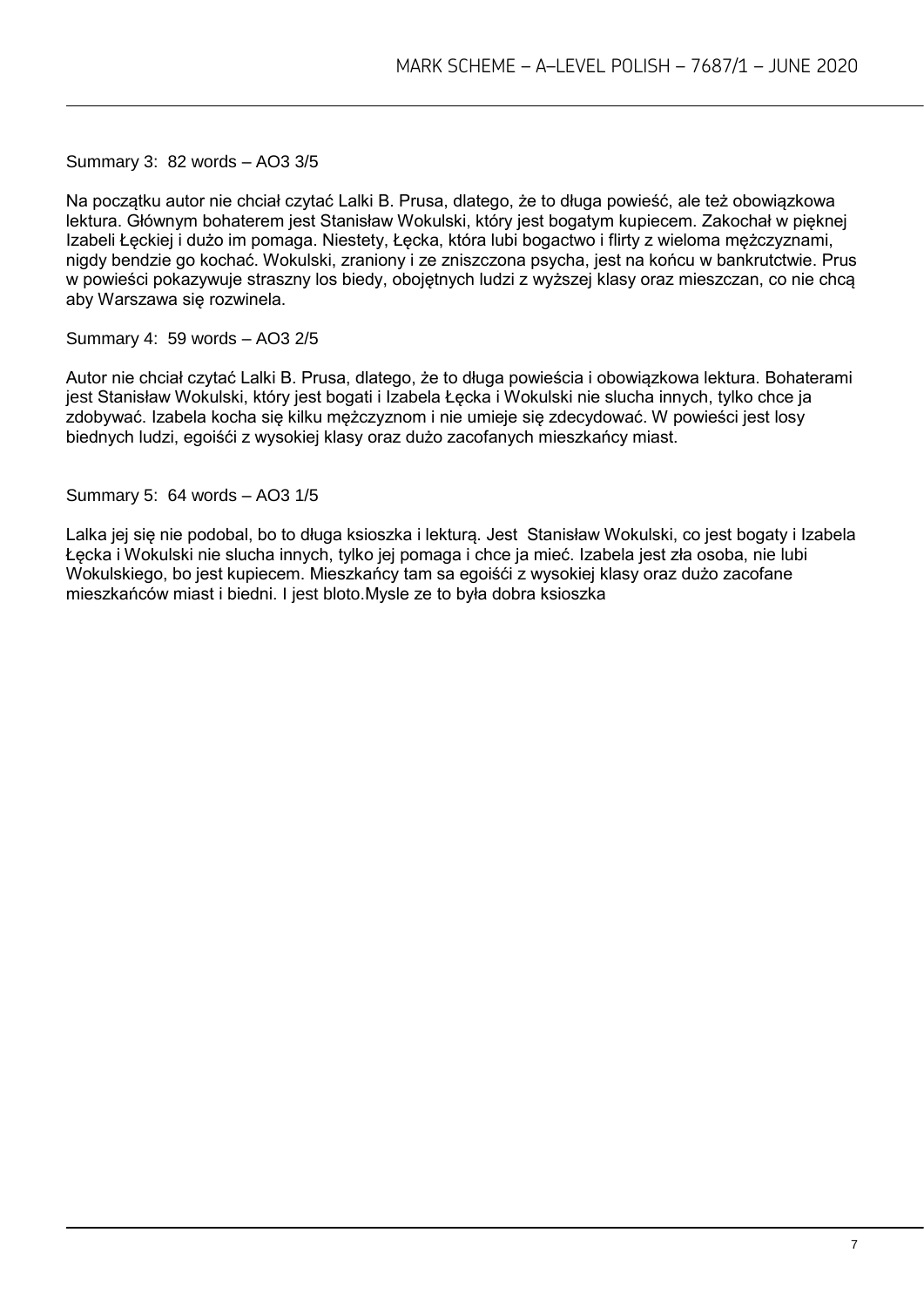Summary 3: 82 words – AO3 3/5

Na początku autor nie chciał czytać Lalki B. Prusa, dlatego, że to długa powieść, ale też obowiązkowa lektura. Głównym bohaterem jest Stanisław Wokulski, który jest bogatym kupiecem. Zakochał w pięknej Izabeli Łęckiej i dużo im pomaga. Niestety, Łęcka, która lubi bogactwo i flirty z wieloma mężczyznami, nigdy bendzie go kochać. Wokulski, zraniony i ze zniszczona psycha, jest na końcu w bankrutctwie. Prus w powieści pokazywuje straszny los biedy, obojętnych ludzi z wyższej klasy oraz mieszczan, co nie chcą aby Warszawa się rozwinela.

Summary 4: 59 words – AO3 2/5

Autor nie chciał czytać Lalki B. Prusa, dlatego, że to długa powieścia i obowiązkowa lektura. Bohaterami jest Stanisław Wokulski, który jest bogati i Izabela Łęcka i Wokulski nie slucha innych, tylko chce ja zdobywać. Izabela kocha się kilku mężczyznom i nie umieje się zdecydować. W powieści jest losy biednych ludzi, egoiśći z wysokiej klasy oraz dużo zacofanych mieszkańcy miast.

Summary 5: 64 words – AO3 1/5

Lalka jej się nie podobal, bo to długa ksioszka i lekturą. Jest Stanisław Wokulski, co jest bogaty i Izabela Łęcka i Wokulski nie slucha innych, tylko jej pomaga i chce ja mieć. Izabela jest zła osoba, nie lubi Wokulskiego, bo jest kupiecem. Mieszkańcy tam sa egoiśći z wysokiej klasy oraz dużo zacofane mieszkańców miast i biedni. I jest bloto.Mysle ze to była dobra ksioszka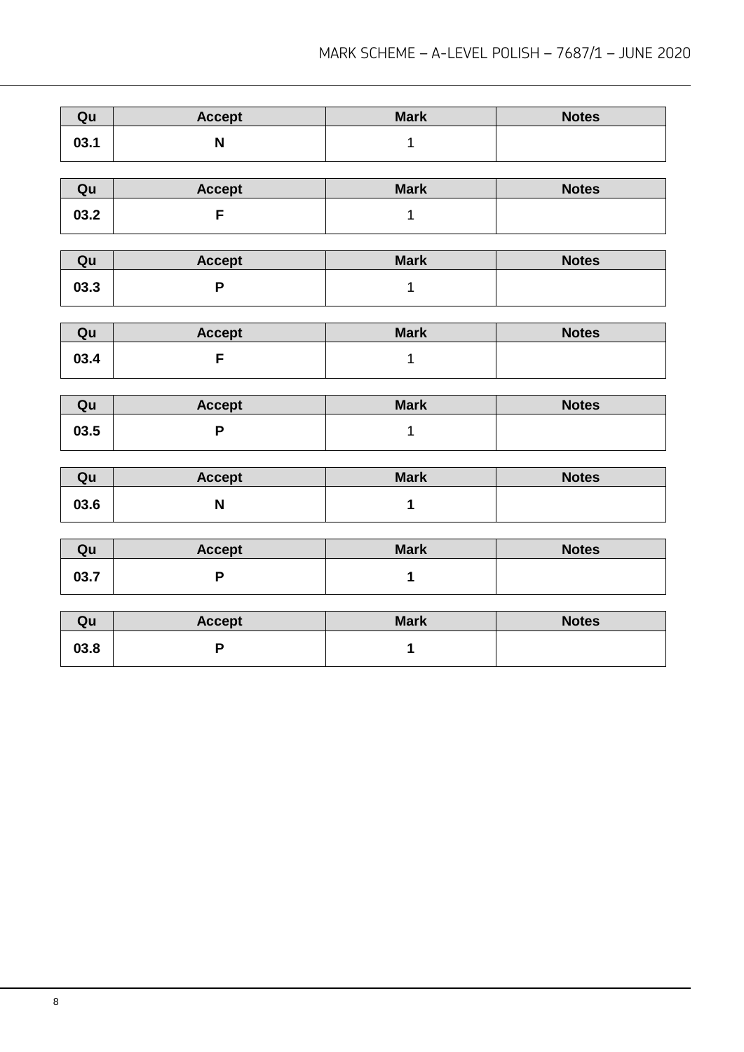| Qu | Accept | Mark | Notes |
|---|---|---|---|
| **03.1** | **N** | 1 | |

| Qu | Accept | Mark | Notes |
|---|---|---|---|
| **03.2** | **F** | 1 | |

| Qu | Accept | Mark | Notes |
|---|---|---|---|
| **03.3** | **P** | 1 | |

| Qu | Accept | Mark | Notes |
|---|---|---|---|
| **03.4** | **F** | 1 | |

| Qu | Accept | Mark | Notes |
|---|---|---|---|
| **03.5** | **P** | 1 | |

| Qu | Accept | Mark | Notes |
|---|---|---|---|
| **03.6** | **N** | **1** | |

| Qu | Accept | Mark | Notes |
|---|---|---|---|
| **03.7** | **P** | **1** | |

| Qu | Accept | Mark | Notes |
|---|---|---|---|
| **03.8** | **P** | **1** | |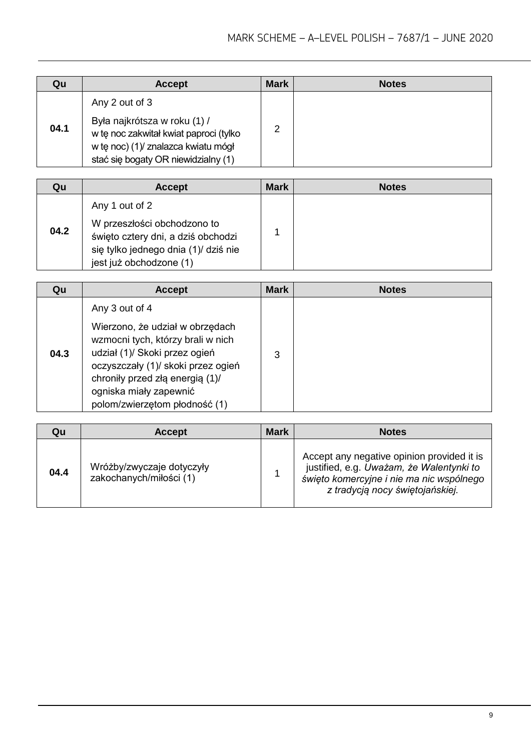| Qu | Accept | Mark | Notes |
|---|---|---|---|
| 04.1 | Any 2 out of 3<br><br>Była najkrótsza w roku (1) / w tę noc zakwitał kwiat paproci (tylko w tę noc) (1)/ znalazca kwiatu mógł stać się bogaty OR niewidzialny (1) | 2 | |

| Qu | Accept | Mark | Notes |
|---|---|---|---|
| 04.2 | Any 1 out of 2<br><br>W przeszłości obchodzono to święto cztery dni, a dziś obchodzi się tylko jednego dnia (1)/ dziś nie jest już obchodzone (1) | 1 | |

| Qu | Accept | Mark | Notes |
|---|---|---|---|
| 04.3 | Any 3 out of 4<br><br>Wierzono, że udział w obrzędach wzmocni tych, którzy brali w nich udział (1)/ Skoki przez ogień oczyszczały (1)/ skoki przez ogień chroniły przed złą energią (1)/ ogniska miały zapewnić polom/zwierzętom płodność (1) | 3 | |

| Qu | Accept | Mark | Notes |
|---|---|---|---|
| 04.4 | Wróżby/zwyczaje dotyczyły zakochanych/miłości (1) | 1 | Accept any negative opinion provided it is justified, e.g. *Uważam, że Walentynki to święto komercyjne i nie ma nic wspólnego z tradycją nocy świętojańskiej.* |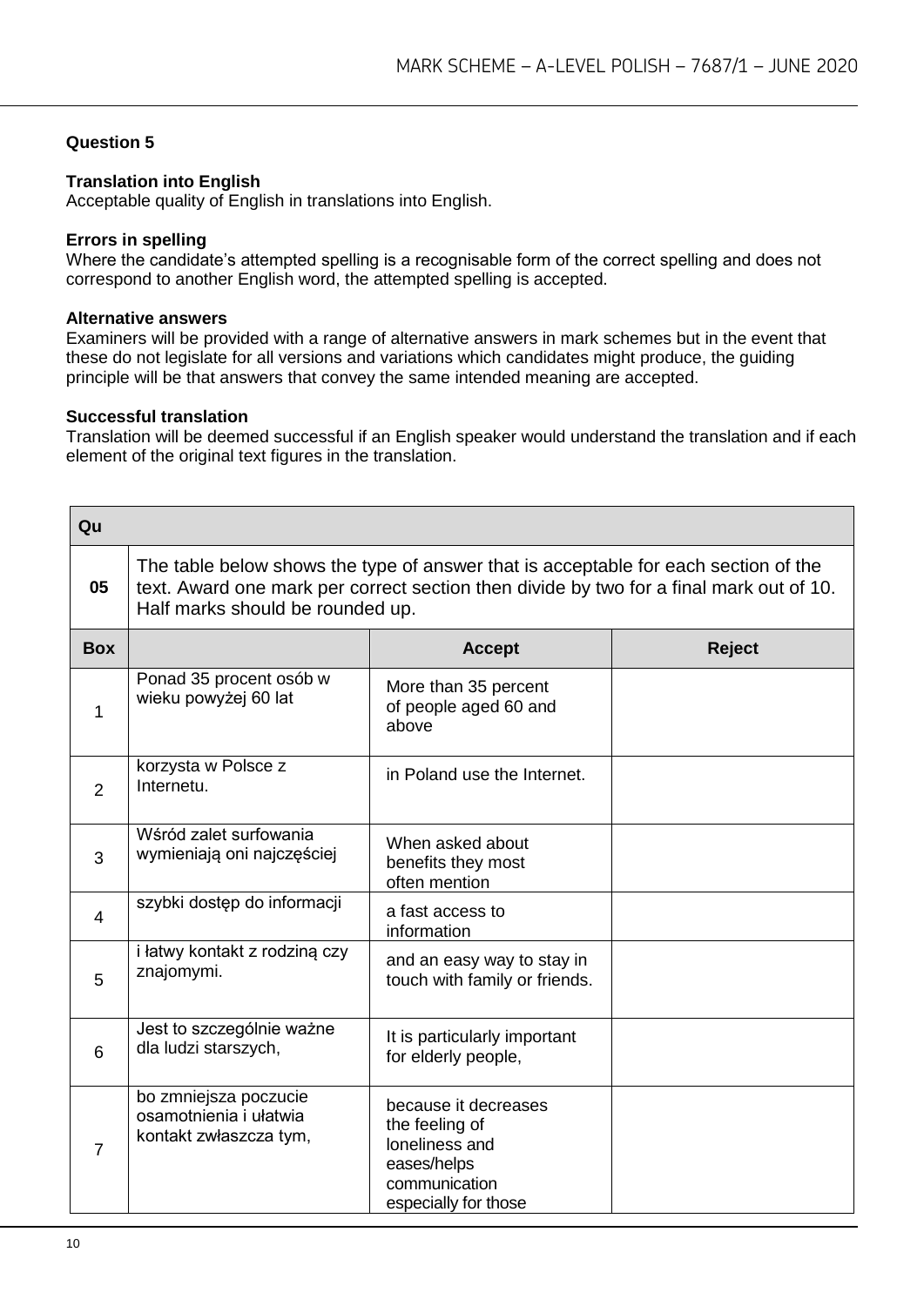## Question 5

**Translation into English**
Acceptable quality of English in translations into English.

**Errors in spelling**
Where the candidate's attempted spelling is a recognisable form of the correct spelling and does not correspond to another English word, the attempted spelling is accepted.

**Alternative answers**
Examiners will be provided with a range of alternative answers in mark schemes but in the event that these do not legislate for all versions and variations which candidates might produce, the guiding principle will be that answers that convey the same intended meaning are accepted.

**Successful translation**
Translation will be deemed successful if an English speaker would understand the translation and if each element of the original text figures in the translation.

| Qu | | | |
|---|---|---|---|
| **05** | The table below shows the type of answer that is acceptable for each section of the text. Award one mark per correct section then divide by two for a final mark out of 10. Half marks should be rounded up. | | |
| **Box** | | **Accept** | **Reject** |
| 1 | Ponad 35 procent osób w wieku powyżej 60 lat | More than 35 percent of people aged 60 and above | |
| 2 | korzysta w Polsce z Internetu. | in Poland use the Internet. | |
| 3 | Wśród zalet surfowania wymieniają oni najczęściej | When asked about benefits they most often mention | |
| 4 | szybki dostęp do informacji | a fast access to information | |
| 5 | i łatwy kontakt z rodziną czy znajomymi. | and an easy way to stay in touch with family or friends. | |
| 6 | Jest to szczególnie ważne dla ludzi starszych, | It is particularly important for elderly people, | |
| 7 | bo zmniejsza poczucie osamotnienia i ułatwia kontakt zwłaszcza tym, | because it decreases the feeling of loneliness and eases/helps communication especially for those | |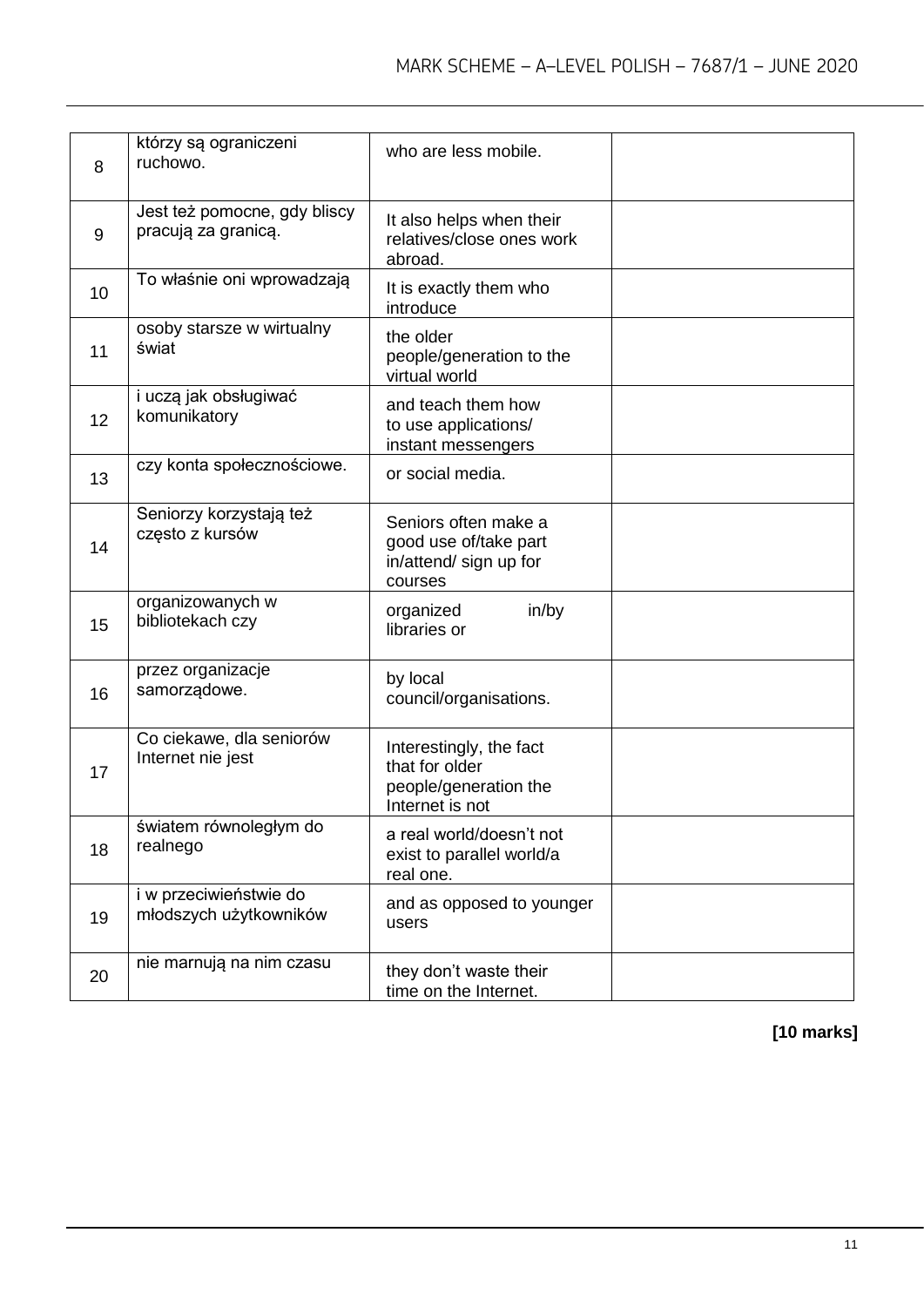| | | | |
|---|---|---|---|
| 8 | którzy są ograniczeni ruchowo. | who are less mobile. | |
| 9 | Jest też pomocne, gdy bliscy pracują za granicą. | It also helps when their relatives/close ones work abroad. | |
| 10 | To właśnie oni wprowadzają | It is exactly them who introduce | |
| 11 | osoby starsze w wirtualny świat | the older people/generation to the virtual world | |
| 12 | i uczą jak obsługiwać komunikatory | and teach them how to use applications/ instant messengers | |
| 13 | czy konta społecznościowe. | or social media. | |
| 14 | Seniorzy korzystają też często z kursów | Seniors often make a good use of/take part in/attend/ sign up for courses | |
| 15 | organizowanych w bibliotekach czy | organized in/by libraries or | |
| 16 | przez organizacje samorządowe. | by local council/organisations. | |
| 17 | Co ciekawe, dla seniorów Internet nie jest | Interestingly, the fact that for older people/generation the Internet is not | |
| 18 | światem równoległym do realnego | a real world/doesn't not exist to parallel world/a real one. | |
| 19 | i w przeciwieństwie do młodszych użytkowników | and as opposed to younger users | |
| 20 | nie marnują na nim czasu | they don't waste their time on the Internet. | |

**[10 marks]**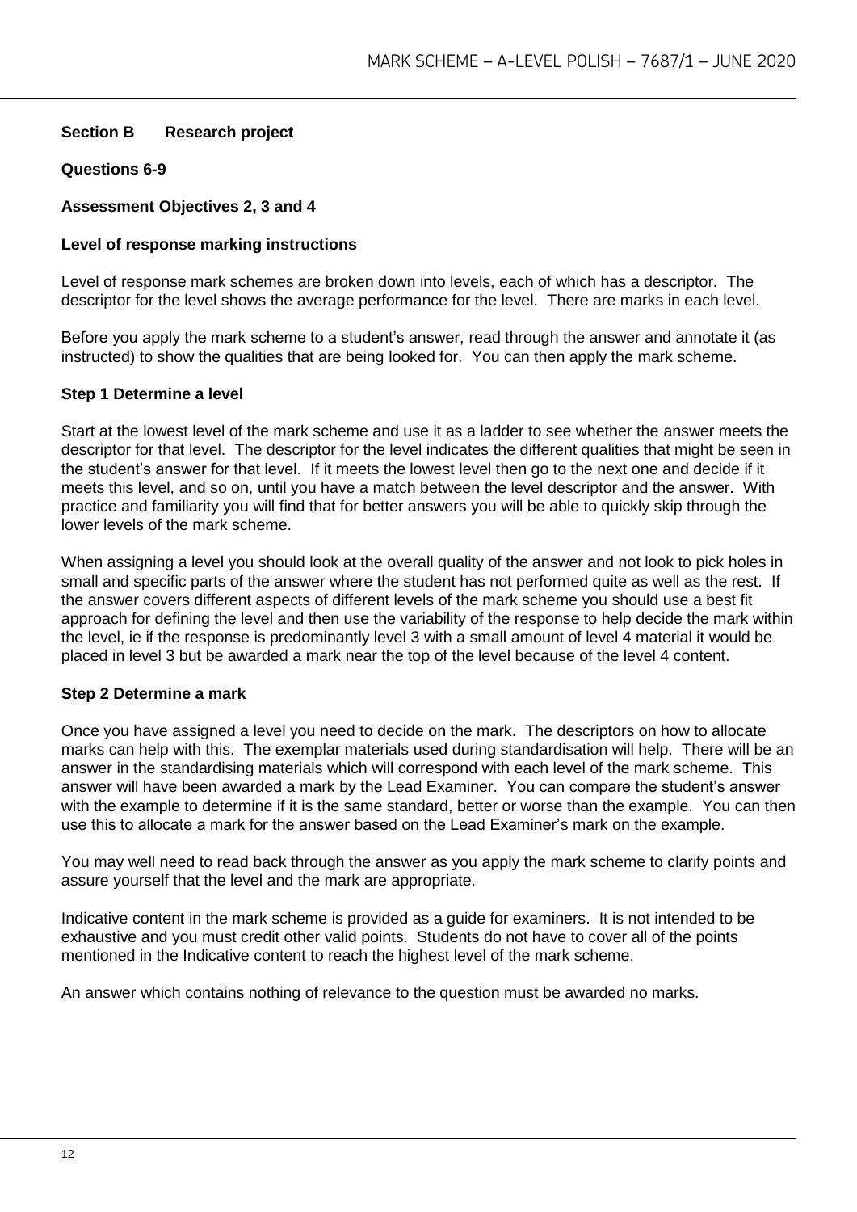**Section B Research project**

**Questions 6-9**

**Assessment Objectives 2, 3 and 4**

**Level of response marking instructions**

Level of response mark schemes are broken down into levels, each of which has a descriptor. The descriptor for the level shows the average performance for the level. There are marks in each level.

Before you apply the mark scheme to a student's answer, read through the answer and annotate it (as instructed) to show the qualities that are being looked for. You can then apply the mark scheme.

**Step 1 Determine a level**

Start at the lowest level of the mark scheme and use it as a ladder to see whether the answer meets the descriptor for that level. The descriptor for the level indicates the different qualities that might be seen in the student's answer for that level. If it meets the lowest level then go to the next one and decide if it meets this level, and so on, until you have a match between the level descriptor and the answer. With practice and familiarity you will find that for better answers you will be able to quickly skip through the lower levels of the mark scheme.

When assigning a level you should look at the overall quality of the answer and not look to pick holes in small and specific parts of the answer where the student has not performed quite as well as the rest. If the answer covers different aspects of different levels of the mark scheme you should use a best fit approach for defining the level and then use the variability of the response to help decide the mark within the level, ie if the response is predominantly level 3 with a small amount of level 4 material it would be placed in level 3 but be awarded a mark near the top of the level because of the level 4 content.

**Step 2 Determine a mark**

Once you have assigned a level you need to decide on the mark. The descriptors on how to allocate marks can help with this. The exemplar materials used during standardisation will help. There will be an answer in the standardising materials which will correspond with each level of the mark scheme. This answer will have been awarded a mark by the Lead Examiner. You can compare the student's answer with the example to determine if it is the same standard, better or worse than the example. You can then use this to allocate a mark for the answer based on the Lead Examiner's mark on the example.

You may well need to read back through the answer as you apply the mark scheme to clarify points and assure yourself that the level and the mark are appropriate.

Indicative content in the mark scheme is provided as a guide for examiners. It is not intended to be exhaustive and you must credit other valid points. Students do not have to cover all of the points mentioned in the Indicative content to reach the highest level of the mark scheme.

An answer which contains nothing of relevance to the question must be awarded no marks.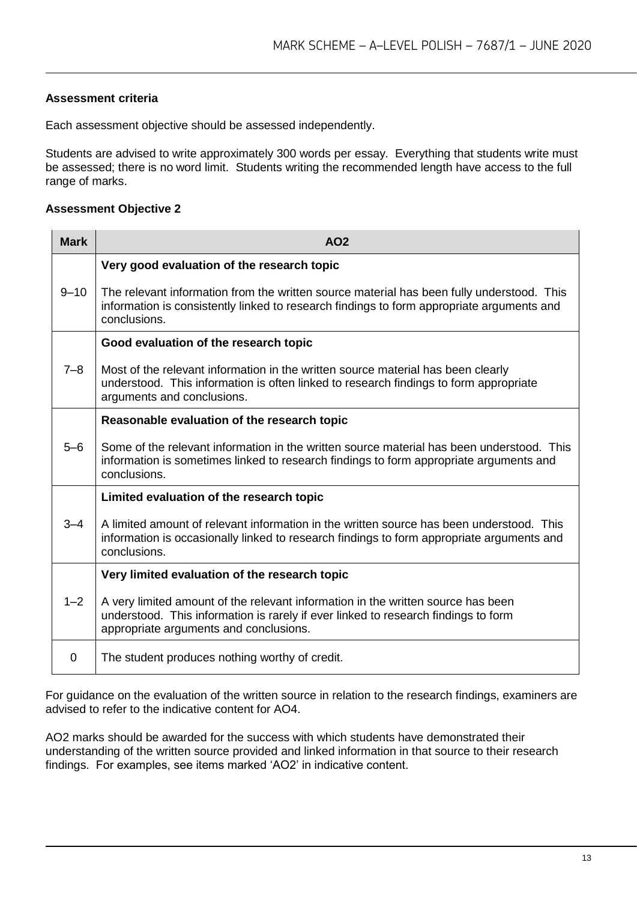**Assessment criteria**

Each assessment objective should be assessed independently.

Students are advised to write approximately 300 words per essay. Everything that students write must be assessed; there is no word limit. Students writing the recommended length have access to the full range of marks.

**Assessment Objective 2**

| Mark | AO2 |
|---|---|
| 9–10 | **Very good evaluation of the research topic**<br><br>The relevant information from the written source material has been fully understood. This information is consistently linked to research findings to form appropriate arguments and conclusions. |
| 7–8 | **Good evaluation of the research topic**<br><br>Most of the relevant information in the written source material has been clearly understood. This information is often linked to research findings to form appropriate arguments and conclusions. |
| 5–6 | **Reasonable evaluation of the research topic**<br><br>Some of the relevant information in the written source material has been understood. This information is sometimes linked to research findings to form appropriate arguments and conclusions. |
| 3–4 | **Limited evaluation of the research topic**<br><br>A limited amount of relevant information in the written source has been understood. This information is occasionally linked to research findings to form appropriate arguments and conclusions. |
| 1–2 | **Very limited evaluation of the research topic**<br><br>A very limited amount of the relevant information in the written source has been understood. This information is rarely if ever linked to research findings to form appropriate arguments and conclusions. |
| 0 | The student produces nothing worthy of credit. |

For guidance on the evaluation of the written source in relation to the research findings, examiners are advised to refer to the indicative content for AO4.

AO2 marks should be awarded for the success with which students have demonstrated their understanding of the written source provided and linked information in that source to their research findings. For examples, see items marked 'AO2' in indicative content.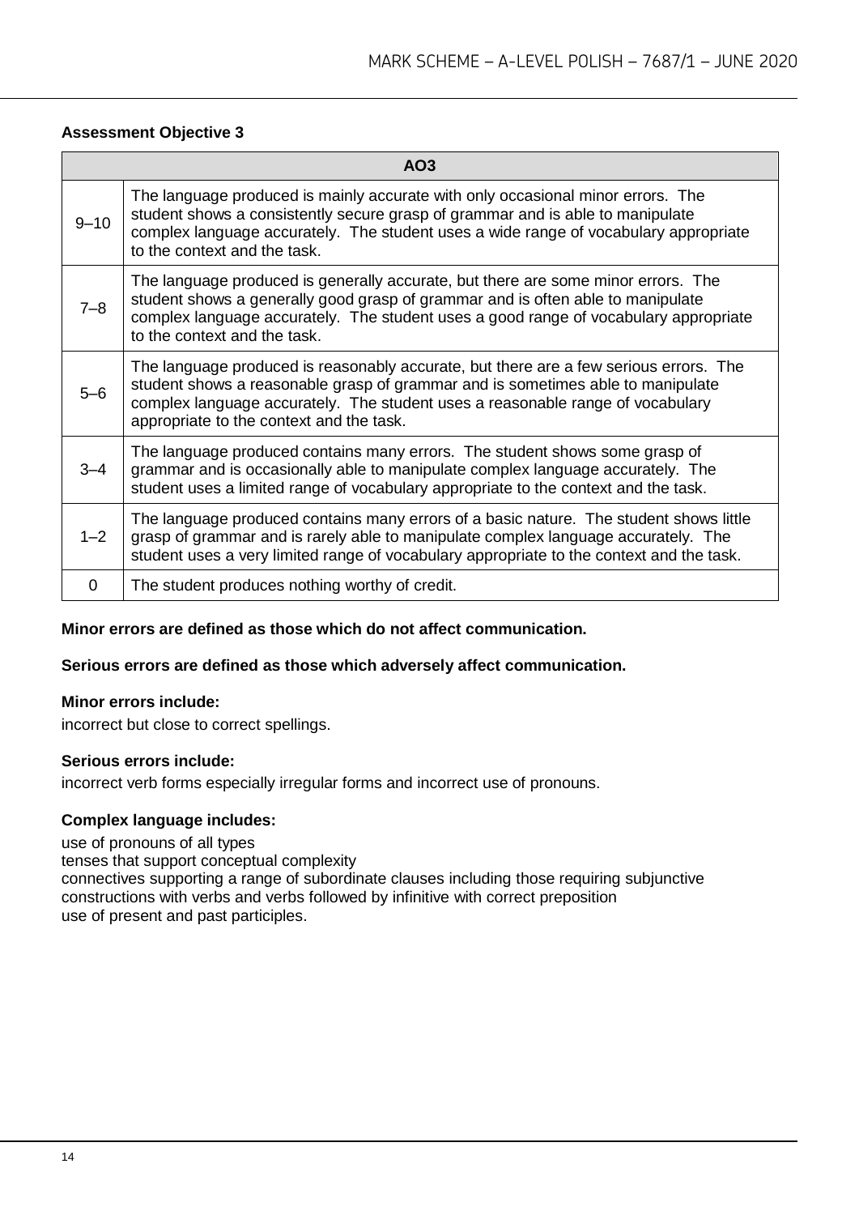**Assessment Objective 3**

| AO3 | |
|---|---|
| 9–10 | The language produced is mainly accurate with only occasional minor errors. The student shows a consistently secure grasp of grammar and is able to manipulate complex language accurately. The student uses a wide range of vocabulary appropriate to the context and the task. |
| 7–8 | The language produced is generally accurate, but there are some minor errors. The student shows a generally good grasp of grammar and is often able to manipulate complex language accurately. The student uses a good range of vocabulary appropriate to the context and the task. |
| 5–6 | The language produced is reasonably accurate, but there are a few serious errors. The student shows a reasonable grasp of grammar and is sometimes able to manipulate complex language accurately. The student uses a reasonable range of vocabulary appropriate to the context and the task. |
| 3–4 | The language produced contains many errors. The student shows some grasp of grammar and is occasionally able to manipulate complex language accurately. The student uses a limited range of vocabulary appropriate to the context and the task. |
| 1–2 | The language produced contains many errors of a basic nature. The student shows little grasp of grammar and is rarely able to manipulate complex language accurately. The student uses a very limited range of vocabulary appropriate to the context and the task. |
| 0 | The student produces nothing worthy of credit. |

**Minor errors are defined as those which do not affect communication.**

**Serious errors are defined as those which adversely affect communication.**

**Minor errors include:**

incorrect but close to correct spellings.

**Serious errors include:**

incorrect verb forms especially irregular forms and incorrect use of pronouns.

**Complex language includes:**

use of pronouns of all types
tenses that support conceptual complexity
connectives supporting a range of subordinate clauses including those requiring subjunctive
constructions with verbs and verbs followed by infinitive with correct preposition
use of present and past participles.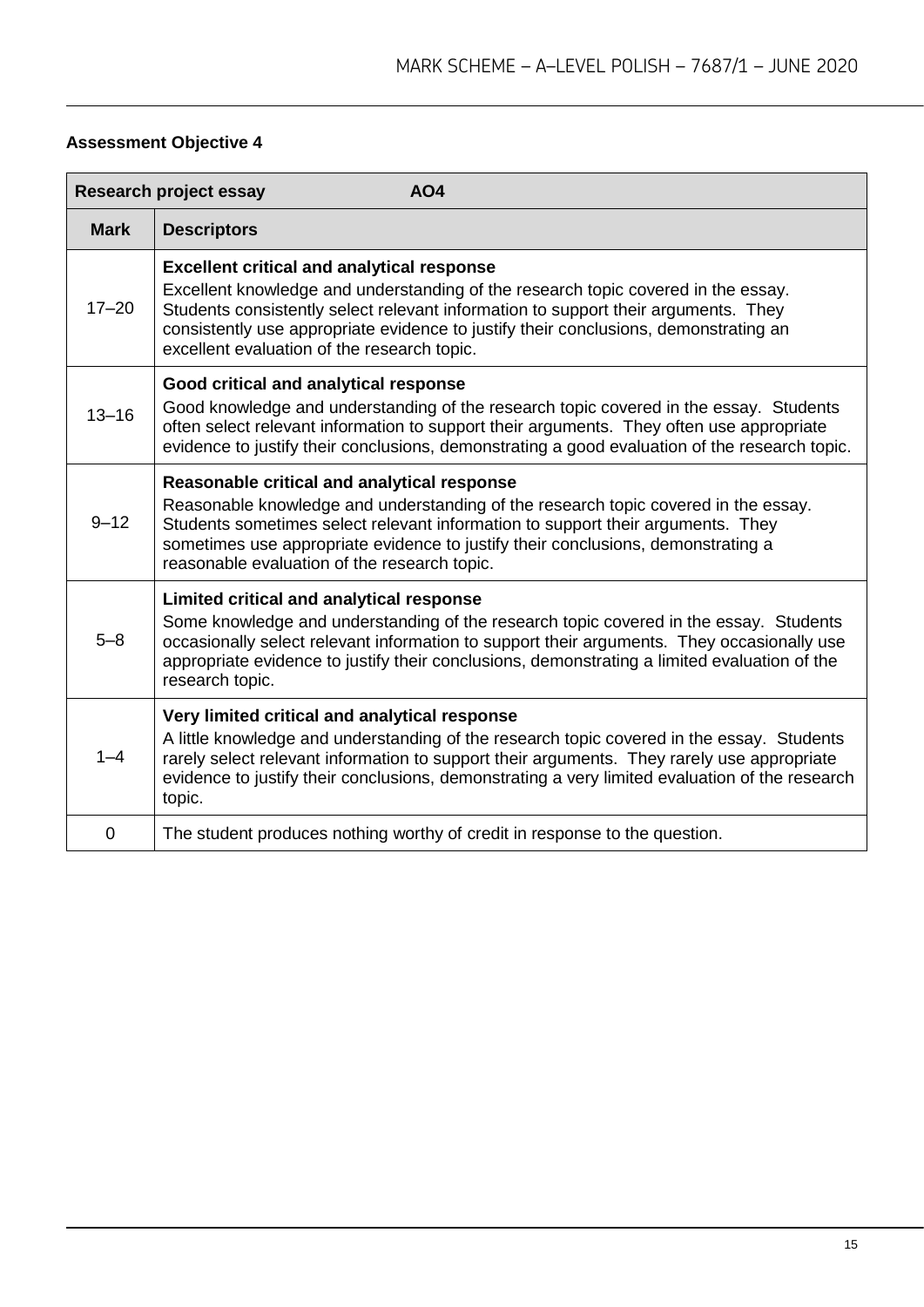### Assessment Objective 4

| Research project essay | AO4 |
|---|---|
| **Mark** | **Descriptors** |
| 17–20 | **Excellent critical and analytical response** Excellent knowledge and understanding of the research topic covered in the essay. Students consistently select relevant information to support their arguments. They consistently use appropriate evidence to justify their conclusions, demonstrating an excellent evaluation of the research topic. |
| 13–16 | **Good critical and analytical response** Good knowledge and understanding of the research topic covered in the essay. Students often select relevant information to support their arguments. They often use appropriate evidence to justify their conclusions, demonstrating a good evaluation of the research topic. |
| 9–12 | **Reasonable critical and analytical response** Reasonable knowledge and understanding of the research topic covered in the essay. Students sometimes select relevant information to support their arguments. They sometimes use appropriate evidence to justify their conclusions, demonstrating a reasonable evaluation of the research topic. |
| 5–8 | **Limited critical and analytical response** Some knowledge and understanding of the research topic covered in the essay. Students occasionally select relevant information to support their arguments. They occasionally use appropriate evidence to justify their conclusions, demonstrating a limited evaluation of the research topic. |
| 1–4 | **Very limited critical and analytical response** A little knowledge and understanding of the research topic covered in the essay. Students rarely select relevant information to support their arguments. They rarely use appropriate evidence to justify their conclusions, demonstrating a very limited evaluation of the research topic. |
| 0 | The student produces nothing worthy of credit in response to the question. |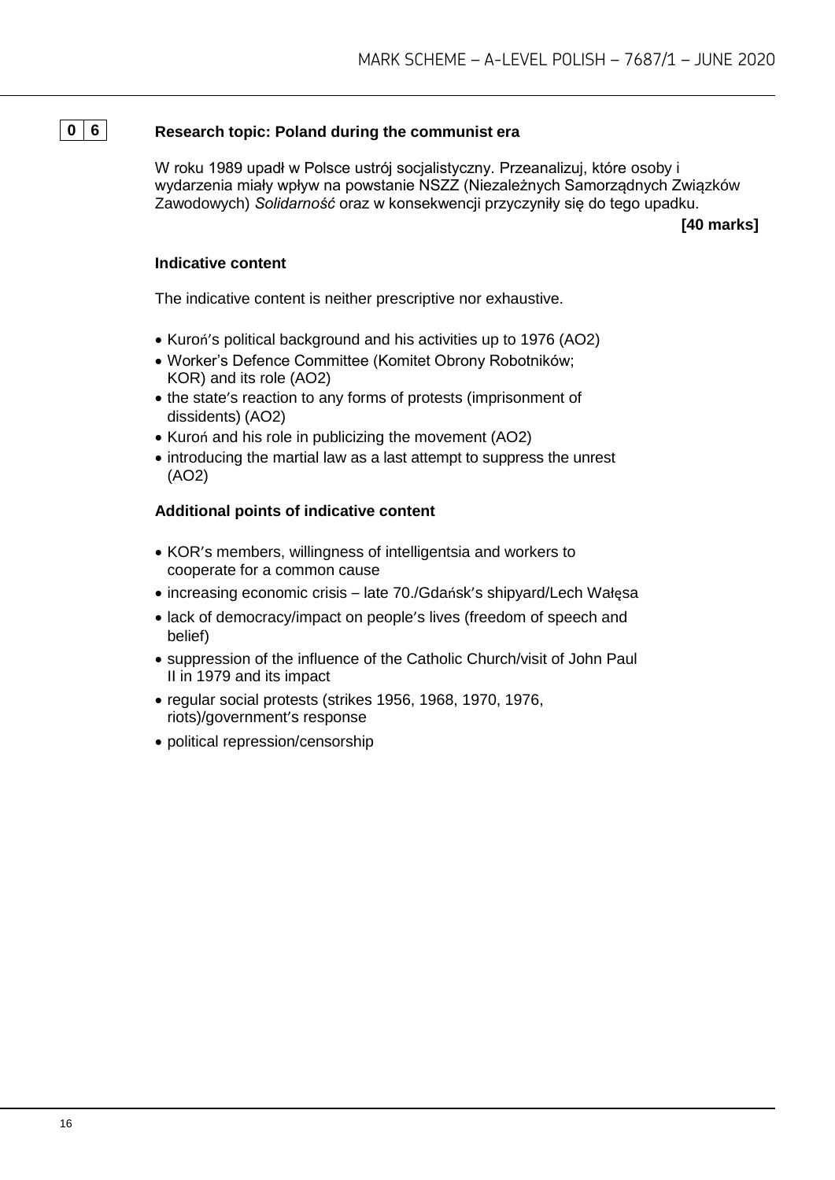**0 6** **Research topic: Poland during the communist era**

W roku 1989 upadł w Polsce ustrój socjalistyczny. Przeanalizuj, które osoby i wydarzenia miały wpływ na powstanie NSZZ (Niezależnych Samorządnych Związków Zawodowych) *Solidarność* oraz w konsekwencji przyczyniły się do tego upadku.

**[40 marks]**

**Indicative content**

The indicative content is neither prescriptive nor exhaustive.

- Kuroń's political background and his activities up to 1976 (AO2)
- Worker's Defence Committee (Komitet Obrony Robotników; KOR) and its role (AO2)
- the state's reaction to any forms of protests (imprisonment of dissidents) (AO2)
- Kuroń and his role in publicizing the movement (AO2)
- introducing the martial law as a last attempt to suppress the unrest (AO2)

**Additional points of indicative content**

- KOR's members, willingness of intelligentsia and workers to cooperate for a common cause
- increasing economic crisis – late 70./Gdańsk's shipyard/Lech Wałęsa
- lack of democracy/impact on people's lives (freedom of speech and belief)
- suppression of the influence of the Catholic Church/visit of John Paul II in 1979 and its impact
- regular social protests (strikes 1956, 1968, 1970, 1976, riots)/government's response
- political repression/censorship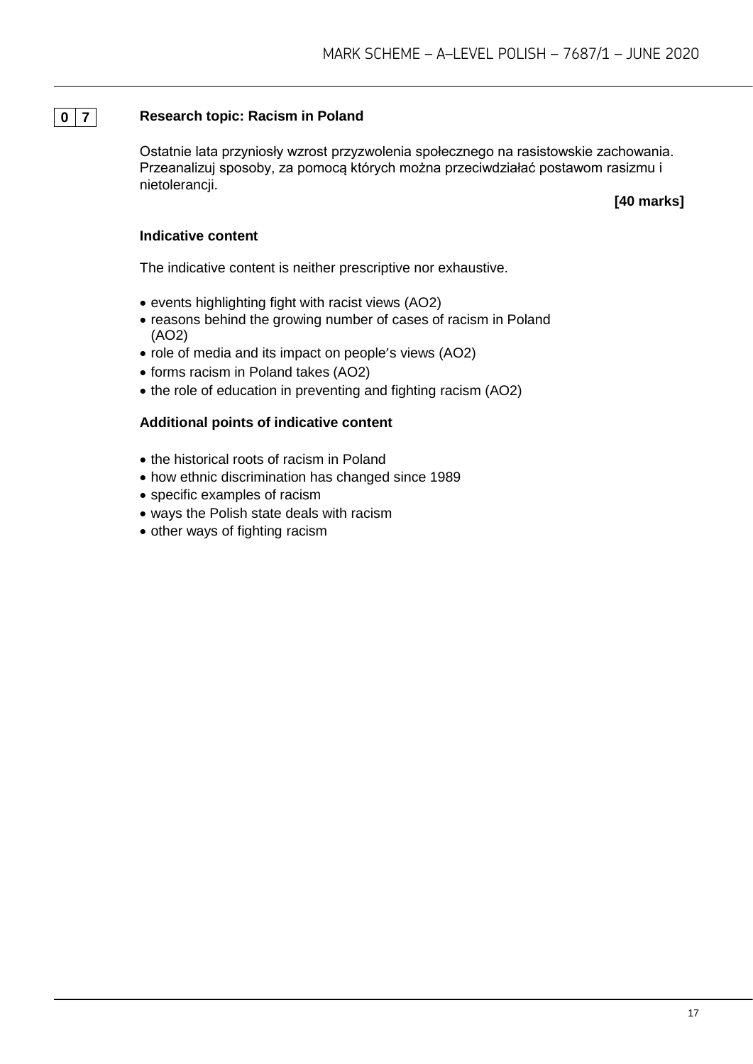**0 7** **Research topic: Racism in Poland**

Ostatnie lata przyniosły wzrost przyzwolenia społecznego na rasistowskie zachowania. Przeanalizuj sposoby, za pomocą których można przeciwdziałać postawom rasizmu i nietolerancji.

**[40 marks]**

**Indicative content**

The indicative content is neither prescriptive nor exhaustive.

- events highlighting fight with racist views (AO2)
- reasons behind the growing number of cases of racism in Poland (AO2)
- role of media and its impact on people's views (AO2)
- forms racism in Poland takes (AO2)
- the role of education in preventing and fighting racism (AO2)

**Additional points of indicative content**

- the historical roots of racism in Poland
- how ethnic discrimination has changed since 1989
- specific examples of racism
- ways the Polish state deals with racism
- other ways of fighting racism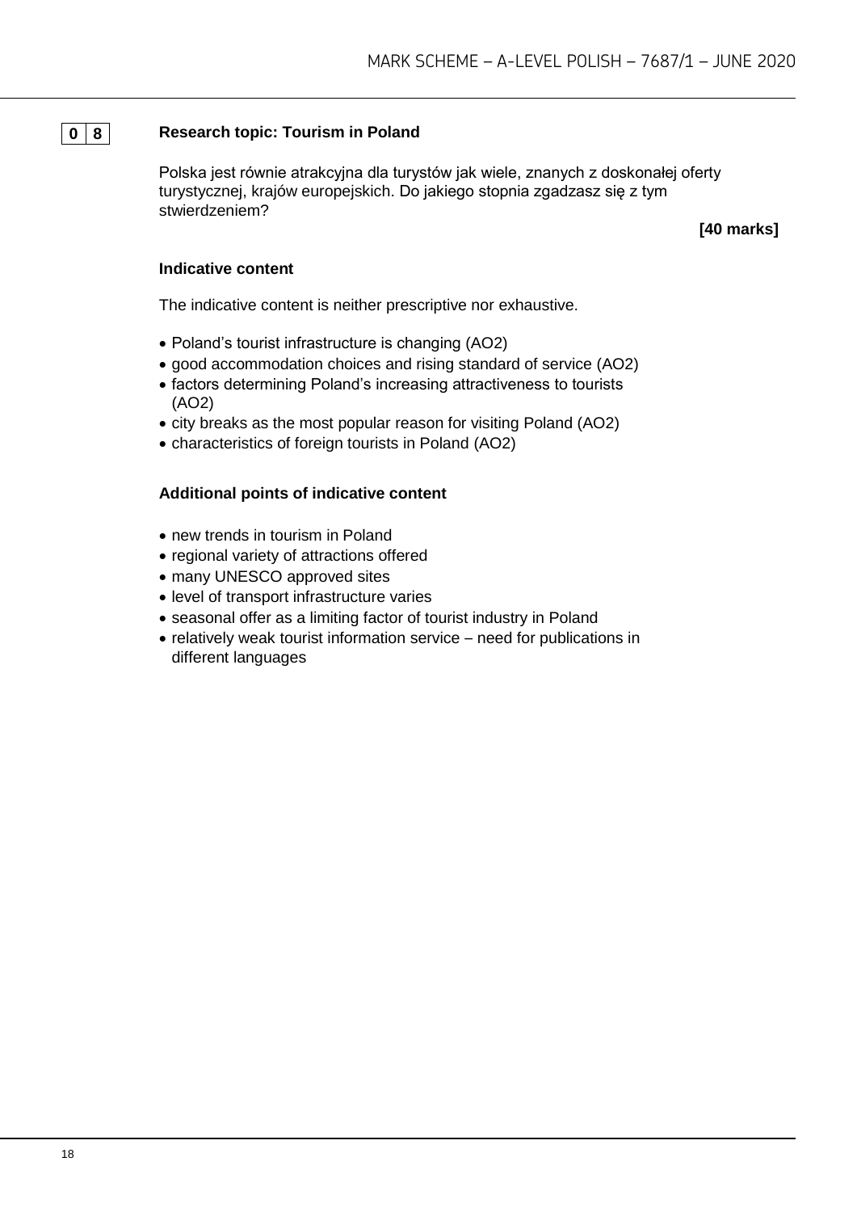**0 8** **Research topic: Tourism in Poland**

Polska jest równie atrakcyjna dla turystów jak wiele, znanych z doskonałej oferty turystycznej, krajów europejskich. Do jakiego stopnia zgadzasz się z tym stwierdzeniem?

**[40 marks]**

**Indicative content**

The indicative content is neither prescriptive nor exhaustive.

- Poland's tourist infrastructure is changing (AO2)
- good accommodation choices and rising standard of service (AO2)
- factors determining Poland's increasing attractiveness to tourists (AO2)
- city breaks as the most popular reason for visiting Poland (AO2)
- characteristics of foreign tourists in Poland (AO2)

**Additional points of indicative content**

- new trends in tourism in Poland
- regional variety of attractions offered
- many UNESCO approved sites
- level of transport infrastructure varies
- seasonal offer as a limiting factor of tourist industry in Poland
- relatively weak tourist information service – need for publications in different languages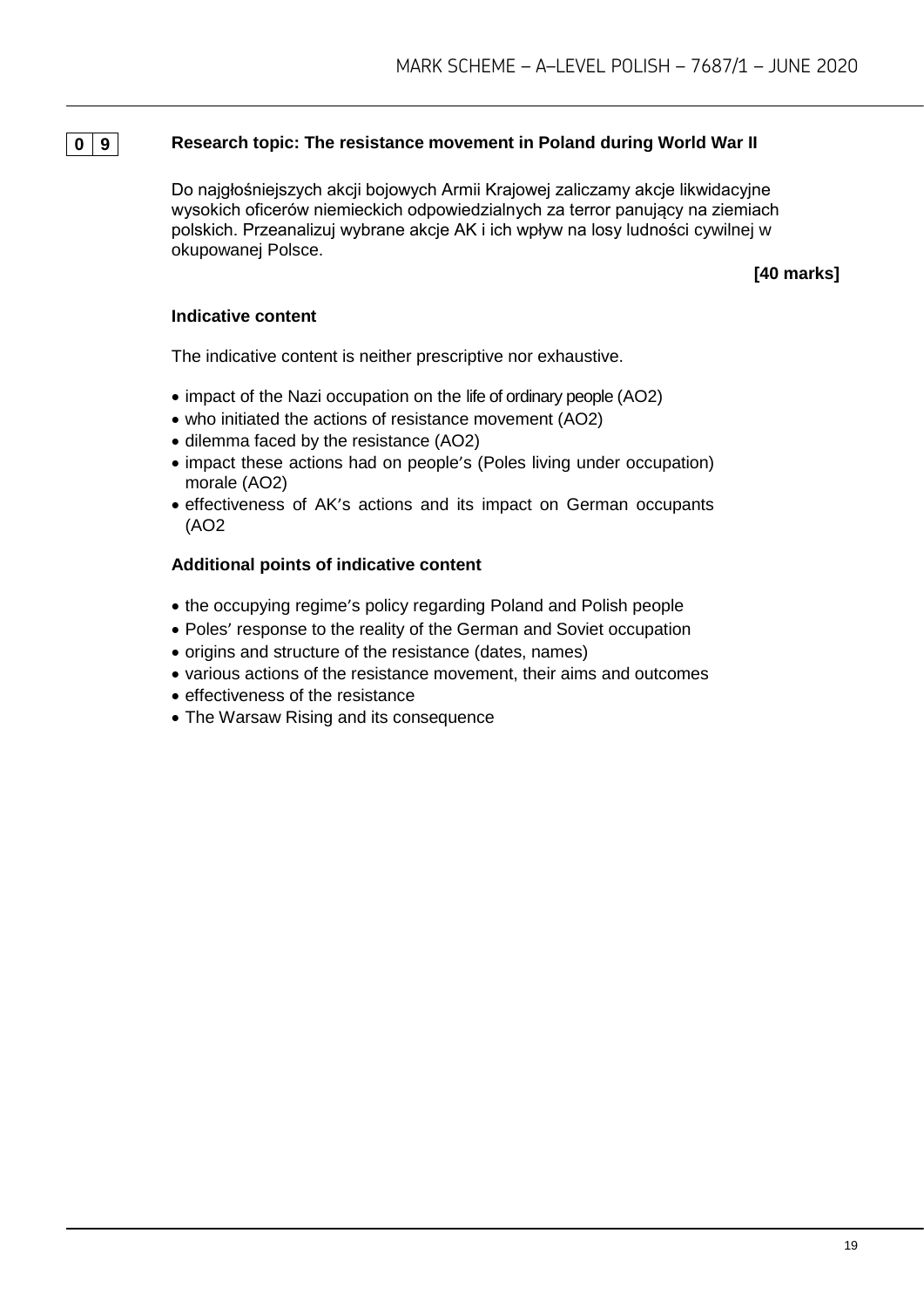**0 9** **Research topic: The resistance movement in Poland during World War II**

Do najgłośniejszych akcji bojowych Armii Krajowej zaliczamy akcje likwidacyjne wysokich oficerów niemieckich odpowiedzialnych za terror panujący na ziemiach polskich. Przeanalizuj wybrane akcje AK i ich wpływ na losy ludności cywilnej w okupowanej Polsce.

**[40 marks]**

**Indicative content**

The indicative content is neither prescriptive nor exhaustive.

- impact of the Nazi occupation on the life of ordinary people (AO2)
- who initiated the actions of resistance movement (AO2)
- dilemma faced by the resistance (AO2)
- impact these actions had on people's (Poles living under occupation) morale (AO2)
- effectiveness of AK's actions and its impact on German occupants (AO2

**Additional points of indicative content**

- the occupying regime's policy regarding Poland and Polish people
- Poles' response to the reality of the German and Soviet occupation
- origins and structure of the resistance (dates, names)
- various actions of the resistance movement, their aims and outcomes
- effectiveness of the resistance
- The Warsaw Rising and its consequence